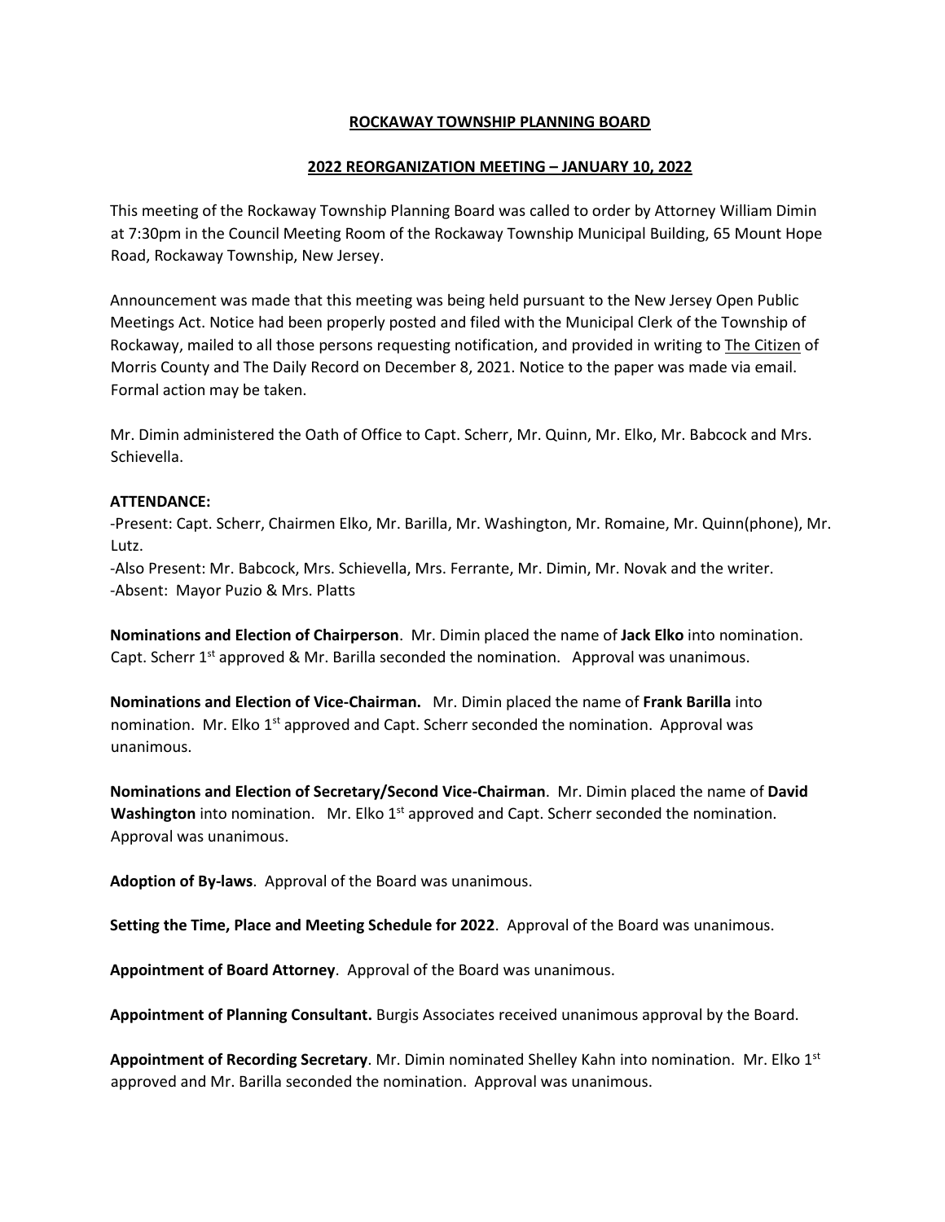**ROCKAWAY TOWNSHIP PLANNING BOARD**

**2022 REORGANIZATION MEETING – JANUARY 10, 2022**

This meeting of the Rockaway Township Planning Board was called to order by Attorney William Dimin at 7:30pm in the Council Meeting Room of the Rockaway Township Municipal Building, 65 Mount Hope Road, Rockaway Township, New Jersey.

Announcement was made that this meeting was being held pursuant to the New Jersey Open Public Meetings Act. Notice had been properly posted and filed with the Municipal Clerk of the Township of Rockaway, mailed to all those persons requesting notification, and provided in writing to The Citizen of Morris County and The Daily Record on December 8, 2021. Notice to the paper was made via email. Formal action may be taken.

Mr. Dimin administered the Oath of Office to Capt. Scherr, Mr. Quinn, Mr. Elko, Mr. Babcock and Mrs. Schievella.

**ATTENDANCE:**

-Present: Capt. Scherr, Chairmen Elko, Mr. Barilla, Mr. Washington, Mr. Romaine, Mr. Quinn(phone), Mr. Lutz.

-Also Present: Mr. Babcock, Mrs. Schievella, Mrs. Ferrante, Mr. Dimin, Mr. Novak and the writer.

-Absent: Mayor Puzio & Mrs. Platts

**Nominations and Election of Chairperson**. Mr. Dimin placed the name of **Jack Elko** into nomination. Capt. Scherr 1st approved & Mr. Barilla seconded the nomination. Approval was unanimous.

**Nominations and Election of Vice-Chairman.** Mr. Dimin placed the name of **Frank Barilla** into nomination. Mr. Elko 1st approved and Capt. Scherr seconded the nomination. Approval was unanimous.

**Nominations and Election of Secretary/Second Vice-Chairman**. Mr. Dimin placed the name of **David Washington** into nomination. Mr. Elko 1st approved and Capt. Scherr seconded the nomination. Approval was unanimous.

**Adoption of By-laws**. Approval of the Board was unanimous.

**Setting the Time, Place and Meeting Schedule for 2022**. Approval of the Board was unanimous.

**Appointment of Board Attorney**. Approval of the Board was unanimous.

**Appointment of Planning Consultant.** Burgis Associates received unanimous approval by the Board.

**Appointment of Recording Secretary**. Mr. Dimin nominated Shelley Kahn into nomination. Mr. Elko 1st approved and Mr. Barilla seconded the nomination. Approval was unanimous.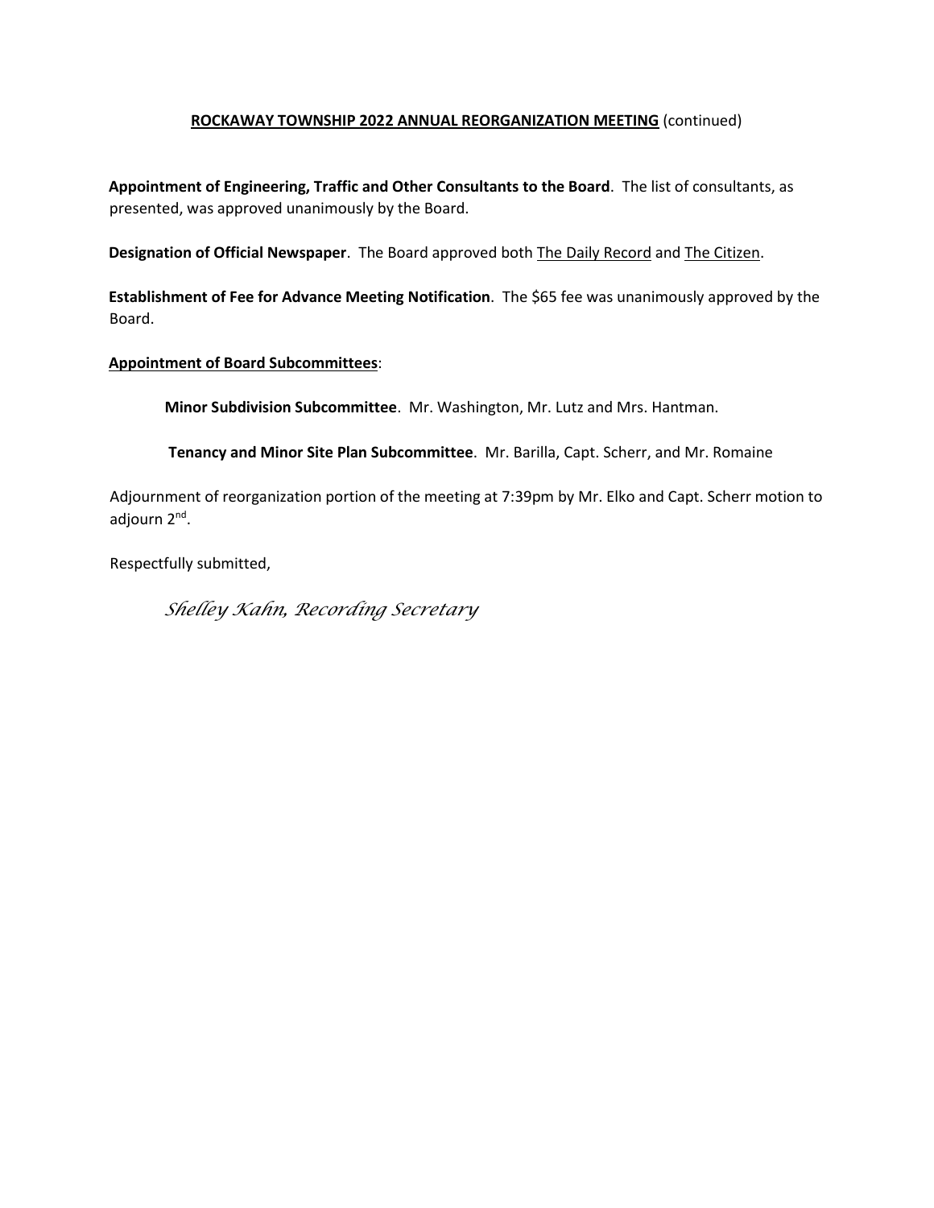**ROCKAWAY TOWNSHIP 2022 ANNUAL REORGANIZATION MEETING** (continued)

**Appointment of Engineering, Traffic and Other Consultants to the Board**. The list of consultants, as presented, was approved unanimously by the Board.

**Designation of Official Newspaper**. The Board approved both The Daily Record and The Citizen.

**Establishment of Fee for Advance Meeting Notification**. The $65 fee was unanimously approved by the Board.

**Appointment of Board Subcommittees**:

**Minor Subdivision Subcommittee**. Mr. Washington, Mr. Lutz and Mrs. Hantman.

**Tenancy and Minor Site Plan Subcommittee**. Mr. Barilla, Capt. Scherr, and Mr. Romaine

Adjournment of reorganization portion of the meeting at 7:39pm by Mr. Elko and Capt. Scherr motion to adjourn 2nd.

Respectfully submitted,

*Shelley Kahn, Recording Secretary*